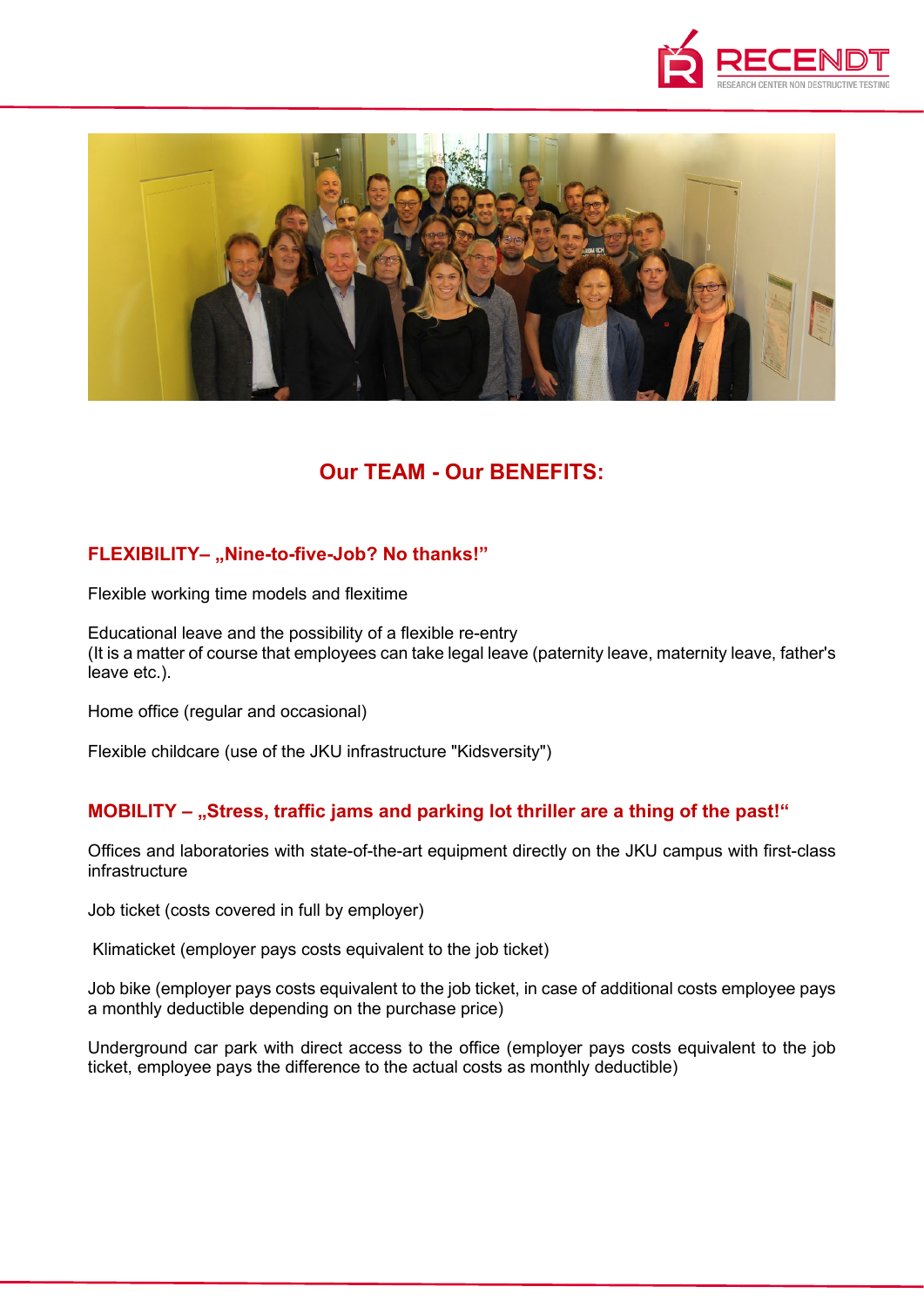## Our TEAM - Our BENEFITS:

### FLEXIBILITY– „Nine-to-five-Job? No thanks!"

Flexible working time models and flexitime

Educational leave and the possibility of a flexible re-entry
(It is a matter of course that employees can take legal leave (paternity leave, maternity leave, father's leave etc.).

Home office (regular and occasional)

Flexible childcare (use of the JKU infrastructure "Kidsversity")

### MOBILITY – „Stress, traffic jams and parking lot thriller are a thing of the past!"

Offices and laboratories with state-of-the-art equipment directly on the JKU campus with first-class infrastructure

Job ticket (costs covered in full by employer)

Klimaticket (employer pays costs equivalent to the job ticket)

Job bike (employer pays costs equivalent to the job ticket, in case of additional costs employee pays a monthly deductible depending on the purchase price)

Underground car park with direct access to the office (employer pays costs equivalent to the job ticket, employee pays the difference to the actual costs as monthly deductible)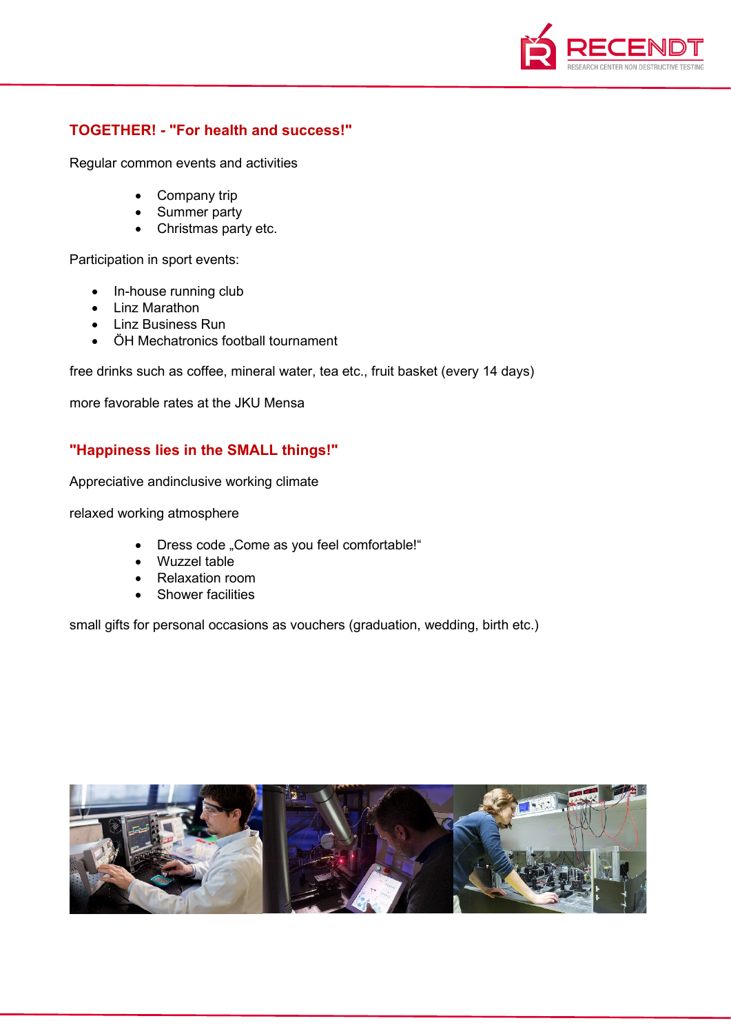## TOGETHER! - "For health and success!"

Regular common events and activities

- Company trip
- Summer party
- Christmas party etc.

Participation in sport events:

- In-house running club
- Linz Marathon
- Linz Business Run
- ÖH Mechatronics football tournament

free drinks such as coffee, mineral water, tea etc., fruit basket (every 14 days)

more favorable rates at the JKU Mensa

## "Happiness lies in the SMALL things!"

Appreciative andinclusive working climate

relaxed working atmosphere

- Dress code „Come as you feel comfortable!“
- Wuzzel table
- Relaxation room
- Shower facilities

small gifts for personal occasions as vouchers (graduation, wedding, birth etc.)